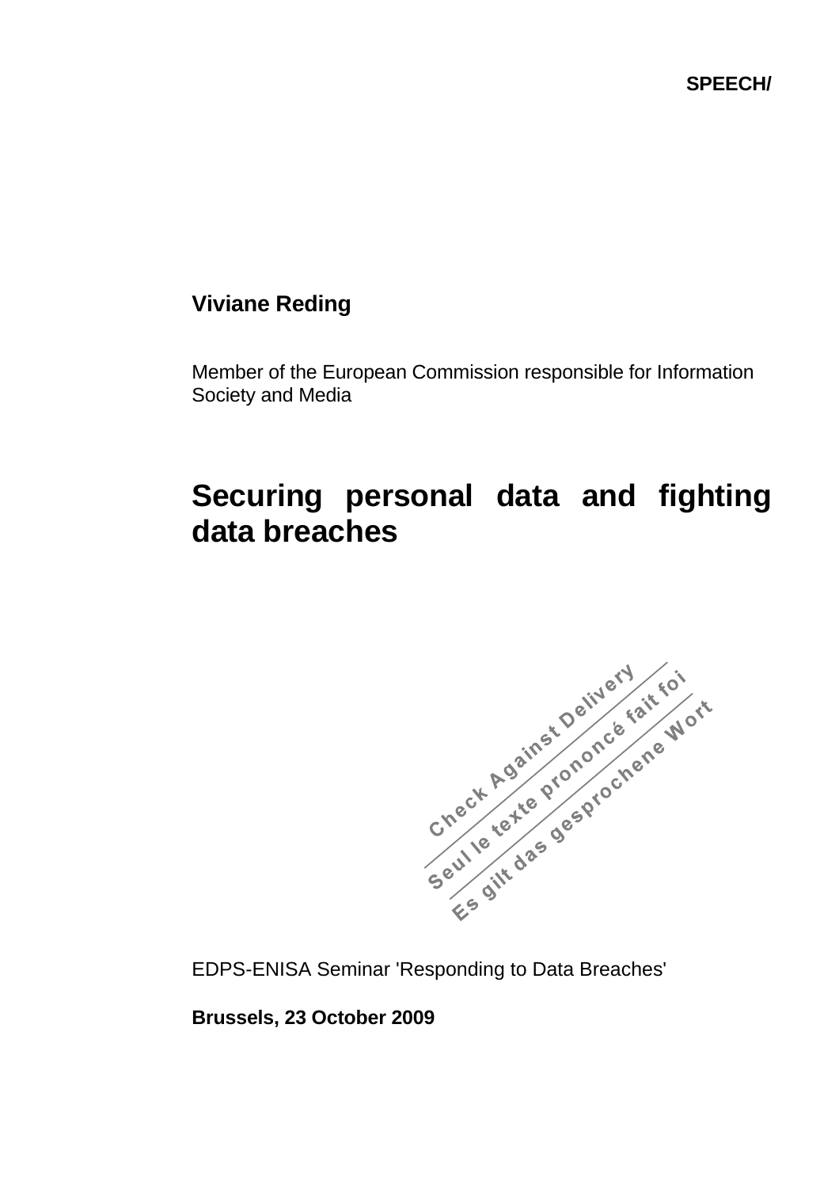**SPEECH/**

**Viviane Reding**

Member of the European Commission responsible for Information Society and Media

# Securing personal data and fighting data breaches

Check Against Delivery
Seul le texte prononcé fait foi
Es gilt das gesprochene Wort

EDPS-ENISA Seminar 'Responding to Data Breaches'

**Brussels, 23 October 2009**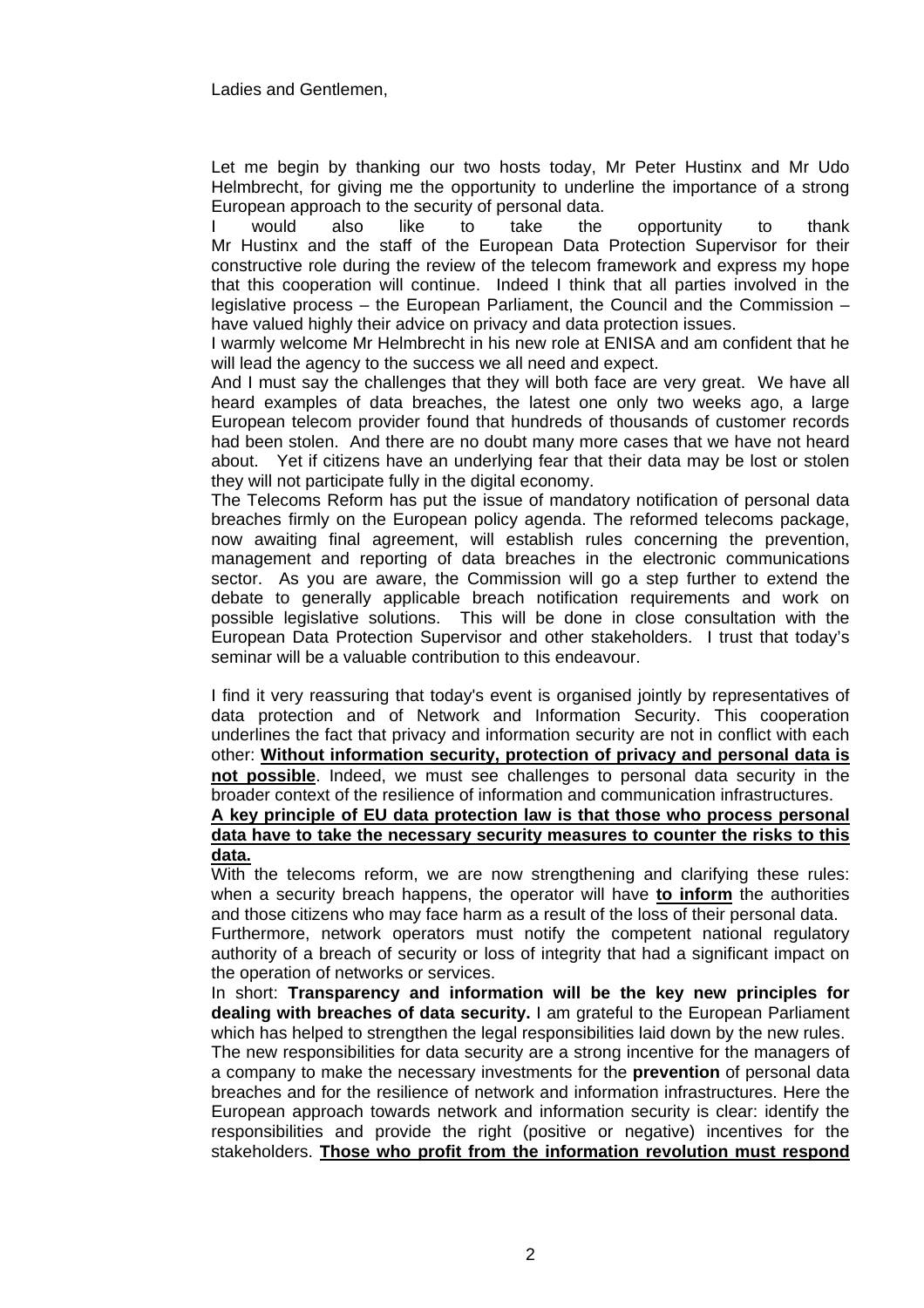Ladies and Gentlemen,

Let me begin by thanking our two hosts today, Mr Peter Hustinx and Mr Udo Helmbrecht, for giving me the opportunity to underline the importance of a strong European approach to the security of personal data.

I would also like to take the opportunity to thank Mr Hustinx and the staff of the European Data Protection Supervisor for their constructive role during the review of the telecom framework and express my hope that this cooperation will continue. Indeed I think that all parties involved in the legislative process – the European Parliament, the Council and the Commission – have valued highly their advice on privacy and data protection issues.

I warmly welcome Mr Helmbrecht in his new role at ENISA and am confident that he will lead the agency to the success we all need and expect.

And I must say the challenges that they will both face are very great. We have all heard examples of data breaches, the latest one only two weeks ago, a large European telecom provider found that hundreds of thousands of customer records had been stolen. And there are no doubt many more cases that we have not heard about. Yet if citizens have an underlying fear that their data may be lost or stolen they will not participate fully in the digital economy.

The Telecoms Reform has put the issue of mandatory notification of personal data breaches firmly on the European policy agenda. The reformed telecoms package, now awaiting final agreement, will establish rules concerning the prevention, management and reporting of data breaches in the electronic communications sector. As you are aware, the Commission will go a step further to extend the debate to generally applicable breach notification requirements and work on possible legislative solutions. This will be done in close consultation with the European Data Protection Supervisor and other stakeholders. I trust that today's seminar will be a valuable contribution to this endeavour.

I find it very reassuring that today's event is organised jointly by representatives of data protection and of Network and Information Security. This cooperation underlines the fact that privacy and information security are not in conflict with each other: **Without information security, protection of privacy and personal data is not possible**. Indeed, we must see challenges to personal data security in the broader context of the resilience of information and communication infrastructures.

**A key principle of EU data protection law is that those who process personal data have to take the necessary security measures to counter the risks to this data.**

With the telecoms reform, we are now strengthening and clarifying these rules: when a security breach happens, the operator will have **to inform** the authorities and those citizens who may face harm as a result of the loss of their personal data.

Furthermore, network operators must notify the competent national regulatory authority of a breach of security or loss of integrity that had a significant impact on the operation of networks or services.

In short: **Transparency and information will be the key new principles for dealing with breaches of data security.** I am grateful to the European Parliament which has helped to strengthen the legal responsibilities laid down by the new rules.

The new responsibilities for data security are a strong incentive for the managers of a company to make the necessary investments for the **prevention** of personal data breaches and for the resilience of network and information infrastructures. Here the European approach towards network and information security is clear: identify the responsibilities and provide the right (positive or negative) incentives for the stakeholders. **Those who profit from the information revolution must respond**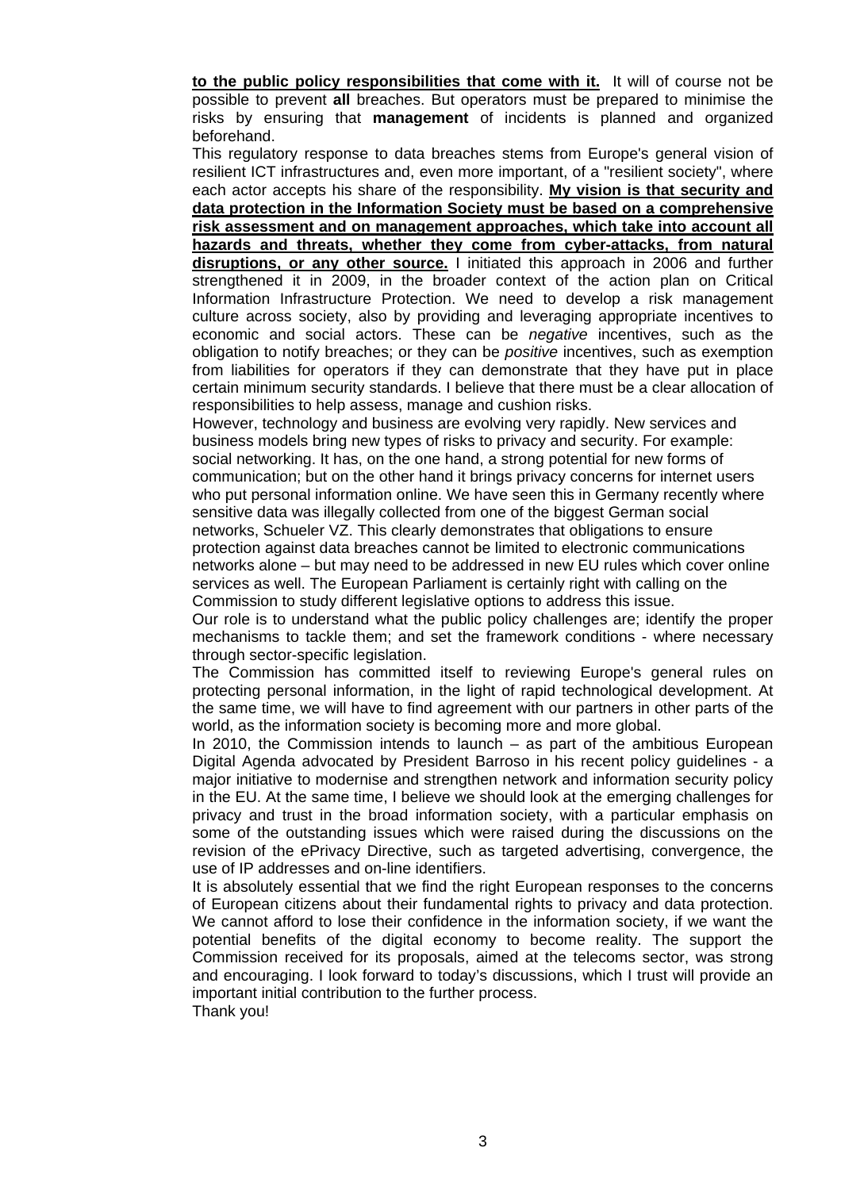**to the public policy responsibilities that come with it.** It will of course not be possible to prevent **all** breaches. But operators must be prepared to minimise the risks by ensuring that **management** of incidents is planned and organized beforehand.

This regulatory response to data breaches stems from Europe's general vision of resilient ICT infrastructures and, even more important, of a "resilient society", where each actor accepts his share of the responsibility. **My vision is that security and data protection in the Information Society must be based on a comprehensive risk assessment and on management approaches, which take into account all hazards and threats, whether they come from cyber-attacks, from natural disruptions, or any other source.** I initiated this approach in 2006 and further strengthened it in 2009, in the broader context of the action plan on Critical Information Infrastructure Protection. We need to develop a risk management culture across society, also by providing and leveraging appropriate incentives to economic and social actors. These can be *negative* incentives, such as the obligation to notify breaches; or they can be *positive* incentives, such as exemption from liabilities for operators if they can demonstrate that they have put in place certain minimum security standards. I believe that there must be a clear allocation of responsibilities to help assess, manage and cushion risks.

However, technology and business are evolving very rapidly. New services and business models bring new types of risks to privacy and security. For example: social networking. It has, on the one hand, a strong potential for new forms of communication; but on the other hand it brings privacy concerns for internet users who put personal information online. We have seen this in Germany recently where sensitive data was illegally collected from one of the biggest German social networks, Schueler VZ. This clearly demonstrates that obligations to ensure protection against data breaches cannot be limited to electronic communications networks alone – but may need to be addressed in new EU rules which cover online services as well. The European Parliament is certainly right with calling on the Commission to study different legislative options to address this issue.

Our role is to understand what the public policy challenges are; identify the proper mechanisms to tackle them; and set the framework conditions - where necessary through sector-specific legislation.

The Commission has committed itself to reviewing Europe's general rules on protecting personal information, in the light of rapid technological development. At the same time, we will have to find agreement with our partners in other parts of the world, as the information society is becoming more and more global.

In 2010, the Commission intends to launch – as part of the ambitious European Digital Agenda advocated by President Barroso in his recent policy guidelines - a major initiative to modernise and strengthen network and information security policy in the EU. At the same time, I believe we should look at the emerging challenges for privacy and trust in the broad information society, with a particular emphasis on some of the outstanding issues which were raised during the discussions on the revision of the ePrivacy Directive, such as targeted advertising, convergence, the use of IP addresses and on-line identifiers.

It is absolutely essential that we find the right European responses to the concerns of European citizens about their fundamental rights to privacy and data protection. We cannot afford to lose their confidence in the information society, if we want the potential benefits of the digital economy to become reality. The support the Commission received for its proposals, aimed at the telecoms sector, was strong and encouraging. I look forward to today's discussions, which I trust will provide an important initial contribution to the further process.

Thank you!